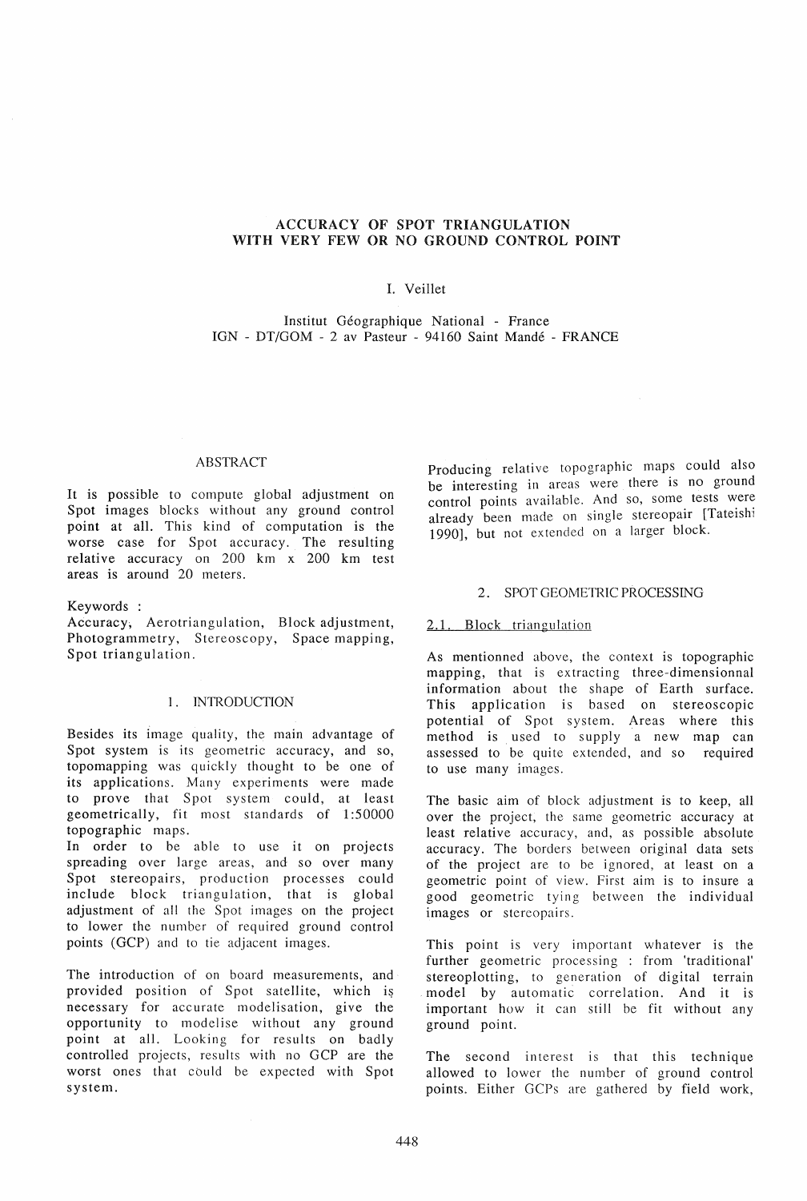# ACCURACY OF SPOT TRIANGULATION WITH VERY FEW OR NO GROUND CONTROL POINT

I. Veillet

Institut Géographique National - France
IGN - DT/GOM - 2 av Pasteur - 94160 Saint Mandé - FRANCE

## ABSTRACT

It is possible to compute global adjustment on Spot images blocks without any ground control point at all. This kind of computation is the worse case for Spot accuracy. The resulting relative accuracy on 200 km x 200 km test areas is around 20 meters.

Keywords :
Accuracy, Aerotriangulation, Block adjustment, Photogrammetry, Stereoscopy, Space mapping, Spot triangulation.

## 1. INTRODUCTION

Besides its image quality, the main advantage of Spot system is its geometric accuracy, and so, topomapping was quickly thought to be one of its applications. Many experiments were made to prove that Spot system could, at least geometrically, fit most standards of 1:50000 topographic maps.
In order to be able to use it on projects spreading over large areas, and so over many Spot stereopairs, production processes could include block triangulation, that is global adjustment of all the Spot images on the project to lower the number of required ground control points (GCP) and to tie adjacent images.

The introduction of on board measurements, and provided position of Spot satellite, which is necessary for accurate modelisation, give the opportunity to modelise without any ground point at all. Looking for results on badly controlled projects, results with no GCP are the worst ones that could be expected with Spot system.

Producing relative topographic maps could also be interesting in areas were there is no ground control points available. And so, some tests were already been made on single stereopair [Tateishi 1990], but not extended on a larger block.

## 2. SPOT GEOMETRIC PROCESSING

### 2.1. Block triangulation

As mentionned above, the context is topographic mapping, that is extracting three-dimensionnal information about the shape of Earth surface. This application is based on stereoscopic potential of Spot system. Areas where this method is used to supply a new map can assessed to be quite extended, and so required to use many images.

The basic aim of block adjustment is to keep, all over the project, the same geometric accuracy at least relative accuracy, and, as possible absolute accuracy. The borders between original data sets of the project are to be ignored, at least on a geometric point of view. First aim is to insure a good geometric tying between the individual images or stereopairs.

This point is very important whatever is the further geometric processing : from 'traditional' stereoplotting, to generation of digital terrain model by automatic correlation. And it is important how it can still be fit without any ground point.

The second interest is that this technique allowed to lower the number of ground control points. Either GCPs are gathered by field work,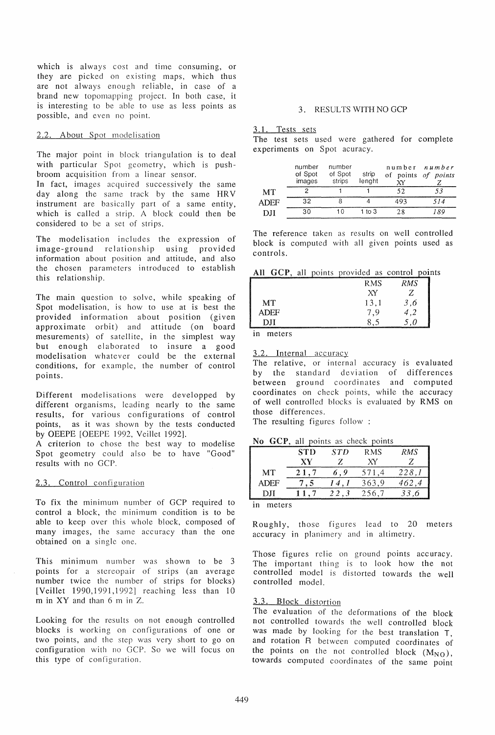which is always cost and time consuming, or they are picked on existing maps, which thus are not always enough reliable, in case of a brand new topomapping project. In both case, it is interesting to be able to use as less points as possible, and even no point.

### 2.2. About Spot modelisation

The major point in block triangulation is to deal with particular Spot geometry, which is push-broom acquisition from a linear sensor.
In fact, images acquired successively the same day along the same track by the same HRV instrument are basically part of a same entity, which is called a strip. A block could then be considered to be a set of strips.

The modelisation includes the expression of image-ground relationship using provided information about position and attitude, and also the chosen parameters introduced to establish this relationship.

The main question to solve, while speaking of Spot modelisation, is how to use at is best the provided information about position (given approximate orbit) and attitude (on board mesurements) of satellite, in the simplest way but enough elaborated to insure a good modelisation whatever could be the external conditions, for example, the number of control points.

Different modelisations were developped by different organisms, leading nearly to the same results, for various configurations of control points, as it was shown by the tests conducted by OEEPE [OEEPE 1992, Veillet 1992].
A criterion to chose the best way to modelise Spot geometry could also be to have "Good" results with no GCP.

### 2.3. Control configuration

To fix the minimum number of GCP required to control a block, the minimum condition is to be able to keep over this whole block, composed of many images, the same accuracy than the one obtained on a single one.

This minimum number was shown to be 3 points for a stereopair of strips (an average number twice the number of strips for blocks) [Veillet 1990,1991,1992] reaching less than 10 m in XY and than 6 m in Z.

Looking for the results on not enough controlled blocks is working on configurations of one or two points, and the step was very short to go on configuration with no GCP. So we will focus on this type of configuration.

## 3. RESULTS WITH NO GCP

### 3.1. Tests sets

The test sets used were gathered for complete experiments on Spot acuracy.

| | number of Spot images | number of Spot strips | strip lenght | number of points XY | *number of points Z* |
|---|---|---|---|---|---|
| MT | 2 | 1 | 1 | 52 | *53* |
| ADEF | 32 | 8 | 4 | 493 | *514* |
| DJI | 30 | 10 | 1 to 3 | 28 | *189* |

The reference taken as results on well controlled block is computed with all given points used as controls.

**All GCP**, all points provided as control points

| | RMS XY | *RMS Z* |
|---|---|---|
| MT | 13,1 | *3,6* |
| ADEF | 7,9 | *4,2* |
| DJI | 8,5 | *5,0* |

in meters

### 3.2. Internal accuracy

The relative, or internal accuracy is evaluated by the standard deviation of differences between ground coordinates and computed coordinates on check points, while the accuracy of well controlled blocks is evaluated by RMS on those differences.
The resulting figures follow :

**No GCP**, all points as check points

| | **STD XY** | ***STD Z*** | RMS XY | *RMS Z* |
|---|---|---|---|---|
| MT | **21,7** | *6,9* | 571,4 | *228,1* |
| ADEF | **7,5** | *14,1* | 363,9 | *462,4* |
| DJI | **11,7** | *22,3* | 256,7 | *33,6* |

in meters

Roughly, those figures lead to 20 meters accuracy in planimery and in altimetry.

Those figures relie on ground points accuracy. The important thing is to look how the not controlled model is distorted towards the well controlled model.

### 3.3. Block distortion

The evaluation of the deformations of the block not controlled towards the well controlled block was made by looking for the best translation T, and rotation R between computed coordinates of the points on the not controlled block ($M_{NO}$), towards computed coordinates of the same point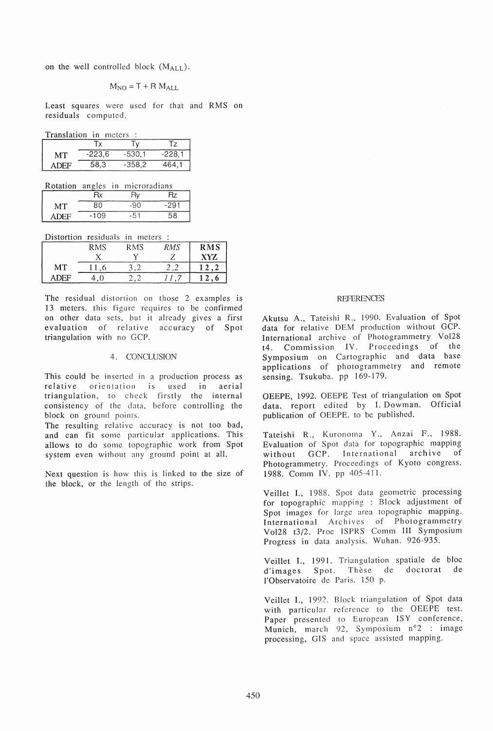on the well controlled block ($M_{ALL}$).

$$M_{NO} = T + R\ M_{ALL}$$

Least squares were used for that and RMS on residuals computed.

Translation in meters :

| | Tx | Ty | Tz |
|---|---|---|---|
| MT | -223,6 | -530,1 | -228,1 |
| ADEF | 58,3 | -358,2 | 464,1 |

Rotation angles in microradians

| | Rx | Ry | Rz |
|---|---|---|---|
| MT | 80 | -90 | -291 |
| ADEF | -109 | -51 | 58 |

Distortion residuals in meters :

| | RMS X | RMS Y | *RMS* Z | **RMS XYZ** |
|---|---|---|---|---|
| MT | 11,6 | 3,2 | 2,2 | **12,2** |
| ADEF | 4,0 | 2,2 | *11,7* | **12,6** |

The residual distortion on those 2 examples is 13 meters. this figure requires to be confirmed on other data sets, but it already gives a first evaluation of relative accuracy of Spot triangulation with no GCP.

## 4. CONCLUSION

This could be inserted in a production process as relative orientation is used in aerial triangulation, to check firstly the internal consistency of the data, before controlling the block on ground points.

The resulting relative accuracy is not too bad, and can fit some particular applications. This allows to do some topographic work from Spot system even without any ground point at all.

Next question is how this is linked to the size of the block, or the length of the strips.

## REFERENCES

Akutsu A., Tateishi R., 1990. Evaluation of Spot data for relative DEM production without GCP. International archive of Photogrammetry Vol28 t4. Commission IV. Proceedings of the Symposium on Cartographic and data base applications of photogrammetry and remote sensing. Tsukuba. pp 169-179.

OEEPE, 1992. OEEPE Test of triangulation on Spot data. report edited by I. Dowman. Official publication of OEEPE. to be published.

Tateishi R., Kuronoma Y., Anzai F., 1988. Evaluation of Spot data for topographic mapping without GCP. International archive of Photogrammetry. Proceedings of Kyoto congress. 1988. Comm IV. pp 405-411.

Veillet I., 1988. Spot data geometric processing for topographic mapping : Block adjustment of Spot images for large area topographic mapping. International Archives of Photogrammetry Vol28 t3/2. Proc ISPRS Comm III Symposium Progress in data analysis. Wuhan. 926-935.

Veillet I., 1991. Triangulation spatiale de bloc d'images Spot. Thèse de doctorat de l'Observatoire de Paris. 150 p.

Veillet I., 1992. Block triangulation of Spot data with particular reference to the OEEPE test. Paper presented to European ISY conference, Munich, march 92, Symposium n°2 : image processing, GIS and space assisted mapping.